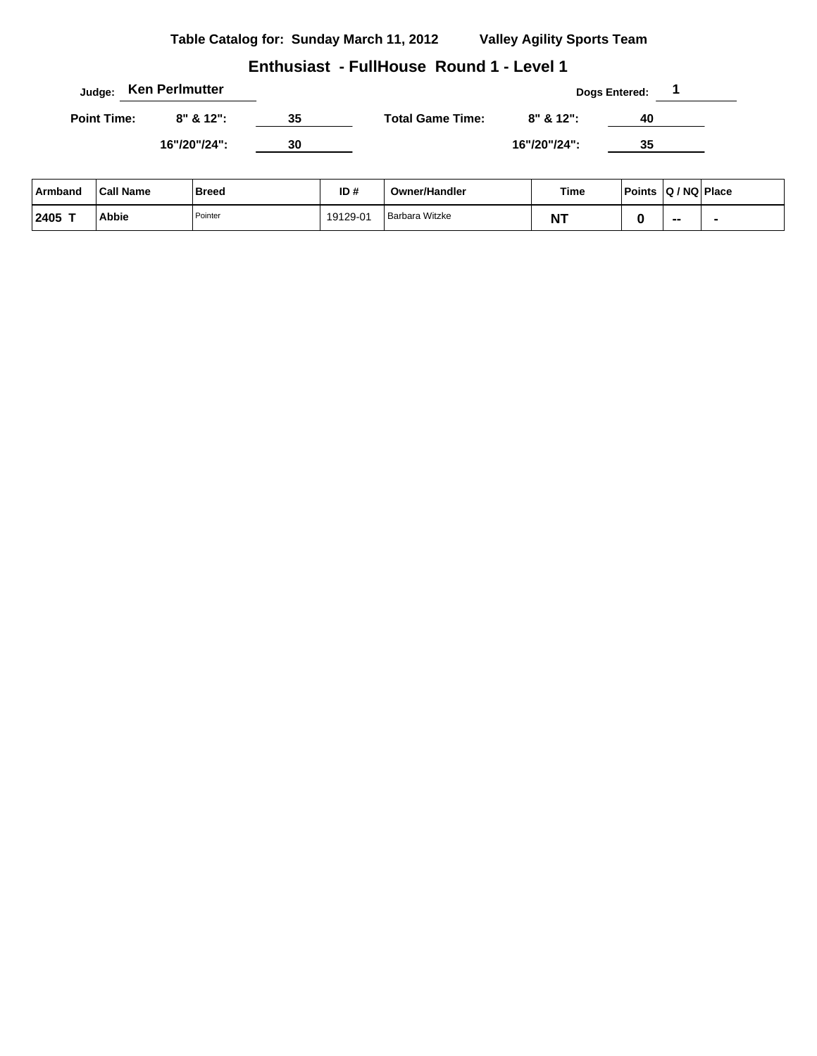**Table Catalog for: Sunday March 11, 2012** **Valley Agility Sports Team**

## Enthusiast - FullHouse Round 1 - Level 1

**Judge:** **Ken Perlmutter** **Dogs Entered:** **1**

**Point Time:** **8" & 12":** **35** **Total Game Time:** **8" & 12":** **40**

**16"/20"/24":** **30** **16"/20"/24":** **35**

| Armband | Call Name | Breed | ID # | Owner/Handler | Time | Points | Q / NQ | Place |
|---|---|---|---|---|---|---|---|---|
| 2405 T | Abbie | Pointer | 19129-01 | Barbara Witzke | NT | 0 | -- | - |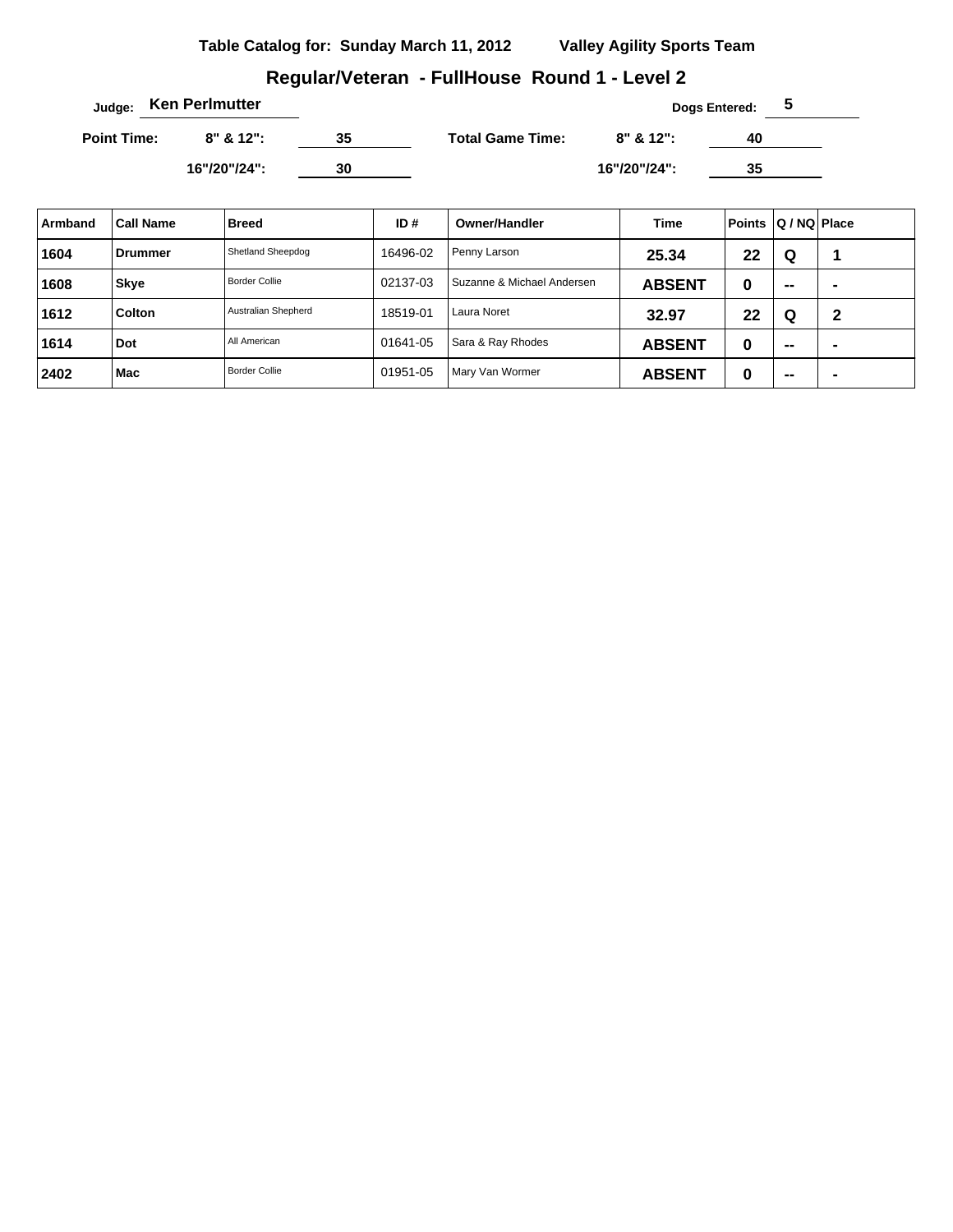**Table Catalog for: Sunday March 11, 2012** **Valley Agility Sports Team**

## Regular/Veteran - FullHouse Round 1 - Level 2

**Judge:** Ken Perlmutter

**Dogs Entered:** 5

**Point Time:** 8" & 12": 35 | 16"/20"/24": 30

**Total Game Time:** 8" & 12": 40 | 16"/20"/24": 35

| Armband | Call Name | Breed | ID # | Owner/Handler | Time | Points | Q / NQ | Place |
|---|---|---|---|---|---|---|---|---|
| 1604 | Drummer | Shetland Sheepdog | 16496-02 | Penny Larson | 25.34 | 22 | Q | 1 |
| 1608 | Skye | Border Collie | 02137-03 | Suzanne & Michael Andersen | ABSENT | 0 | -- | - |
| 1612 | Colton | Australian Shepherd | 18519-01 | Laura Noret | 32.97 | 22 | Q | 2 |
| 1614 | Dot | All American | 01641-05 | Sara & Ray Rhodes | ABSENT | 0 | -- | - |
| 2402 | Mac | Border Collie | 01951-05 | Mary Van Wormer | ABSENT | 0 | -- | - |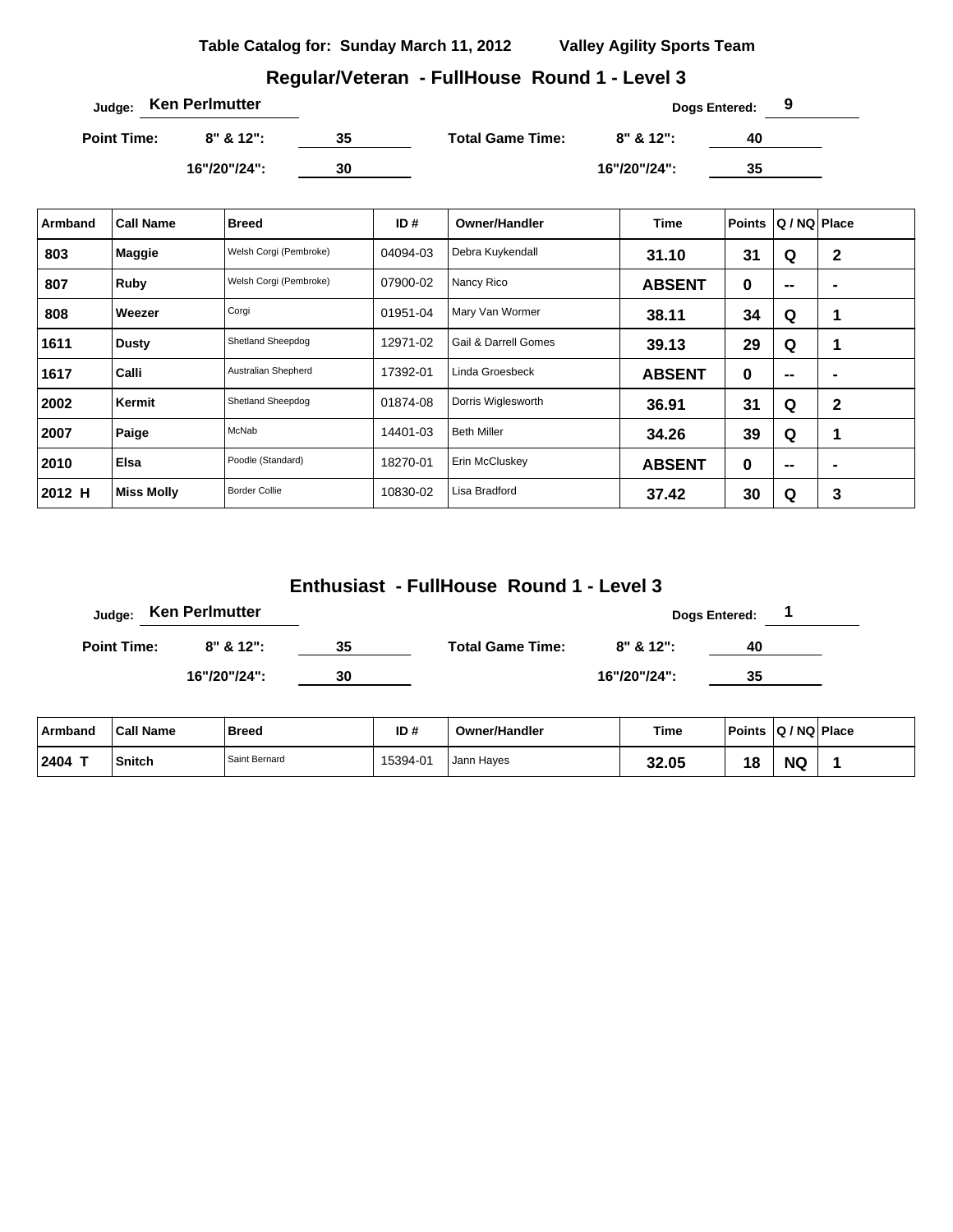**Table Catalog for: Sunday March 11, 2012** **Valley Agility Sports Team**

## Regular/Veteran - FullHouse Round 1 - Level 3

**Judge:** Ken Perlmutter **Dogs Entered:** 9

**Point Time:** 8" & 12": 35 **Total Game Time:** 8" & 12": 40

16"/20"/24": 30 16"/20"/24": 35

| Armband | Call Name | Breed | ID # | Owner/Handler | Time | Points | Q / NQ | Place |
|---|---|---|---|---|---|---|---|---|
| 803 | Maggie | Welsh Corgi (Pembroke) | 04094-03 | Debra Kuykendall | 31.10 | 31 | Q | 2 |
| 807 | Ruby | Welsh Corgi (Pembroke) | 07900-02 | Nancy Rico | ABSENT | 0 | -- | - |
| 808 | Weezer | Corgi | 01951-04 | Mary Van Wormer | 38.11 | 34 | Q | 1 |
| 1611 | Dusty | Shetland Sheepdog | 12971-02 | Gail & Darrell Gomes | 39.13 | 29 | Q | 1 |
| 1617 | Calli | Australian Shepherd | 17392-01 | Linda Groesbeck | ABSENT | 0 | -- | - |
| 2002 | Kermit | Shetland Sheepdog | 01874-08 | Dorris Wiglesworth | 36.91 | 31 | Q | 2 |
| 2007 | Paige | McNab | 14401-03 | Beth Miller | 34.26 | 39 | Q | 1 |
| 2010 | Elsa | Poodle (Standard) | 18270-01 | Erin McCluskey | ABSENT | 0 | -- | - |
| 2012 H | Miss Molly | Border Collie | 10830-02 | Lisa Bradford | 37.42 | 30 | Q | 3 |

## Enthusiast - FullHouse Round 1 - Level 3

**Judge:** Ken Perlmutter **Dogs Entered:** 1

**Point Time:** 8" & 12": 35 **Total Game Time:** 8" & 12": 40

16"/20"/24": 30 16"/20"/24": 35

| Armband | Call Name | Breed | ID # | Owner/Handler | Time | Points | Q / NQ | Place |
|---|---|---|---|---|---|---|---|---|
| 2404 T | Snitch | Saint Bernard | 15394-01 | Jann Hayes | 32.05 | 18 | NQ | 1 |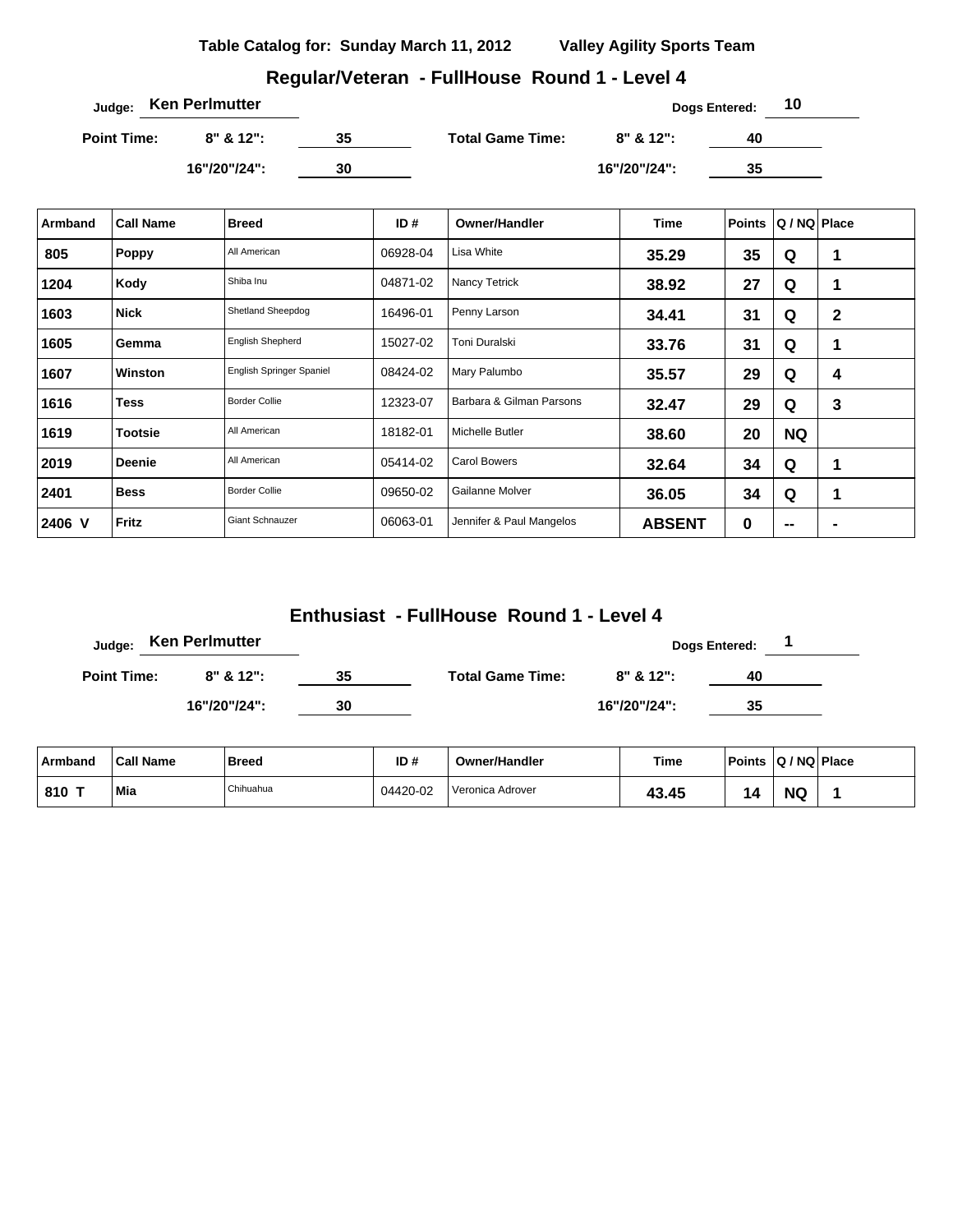**Table Catalog for: Sunday March 11, 2012** **Valley Agility Sports Team**

## Regular/Veteran - FullHouse Round 1 - Level 4

**Judge:** Ken Perlmutter **Dogs Entered:** 10

**Point Time:** 8" & 12": 35 — 16"/20"/24": 30

**Total Game Time:** 8" & 12": 40 — 16"/20"/24": 35

| Armband | Call Name | Breed | ID # | Owner/Handler | Time | Points | Q / NQ | Place |
|---|---|---|---|---|---|---|---|---|
| 805 | Poppy | All American | 06928-04 | Lisa White | 35.29 | 35 | Q | 1 |
| 1204 | Kody | Shiba Inu | 04871-02 | Nancy Tetrick | 38.92 | 27 | Q | 1 |
| 1603 | Nick | Shetland Sheepdog | 16496-01 | Penny Larson | 34.41 | 31 | Q | 2 |
| 1605 | Gemma | English Shepherd | 15027-02 | Toni Duralski | 33.76 | 31 | Q | 1 |
| 1607 | Winston | English Springer Spaniel | 08424-02 | Mary Palumbo | 35.57 | 29 | Q | 4 |
| 1616 | Tess | Border Collie | 12323-07 | Barbara & Gilman Parsons | 32.47 | 29 | Q | 3 |
| 1619 | Tootsie | All American | 18182-01 | Michelle Butler | 38.60 | 20 | NQ | |
| 2019 | Deenie | All American | 05414-02 | Carol Bowers | 32.64 | 34 | Q | 1 |
| 2401 | Bess | Border Collie | 09650-02 | Gailanne Molver | 36.05 | 34 | Q | 1 |
| 2406 V | Fritz | Giant Schnauzer | 06063-01 | Jennifer & Paul Mangelos | ABSENT | 0 | -- | - |

## Enthusiast - FullHouse Round 1 - Level 4

**Judge:** Ken Perlmutter **Dogs Entered:** 1

**Point Time:** 8" & 12": 35 — 16"/20"/24": 30

**Total Game Time:** 8" & 12": 40 — 16"/20"/24": 35

| Armband | Call Name | Breed | ID # | Owner/Handler | Time | Points | Q / NQ | Place |
|---|---|---|---|---|---|---|---|---|
| 810 T | Mia | Chihuahua | 04420-02 | Veronica Adrover | 43.45 | 14 | NQ | 1 |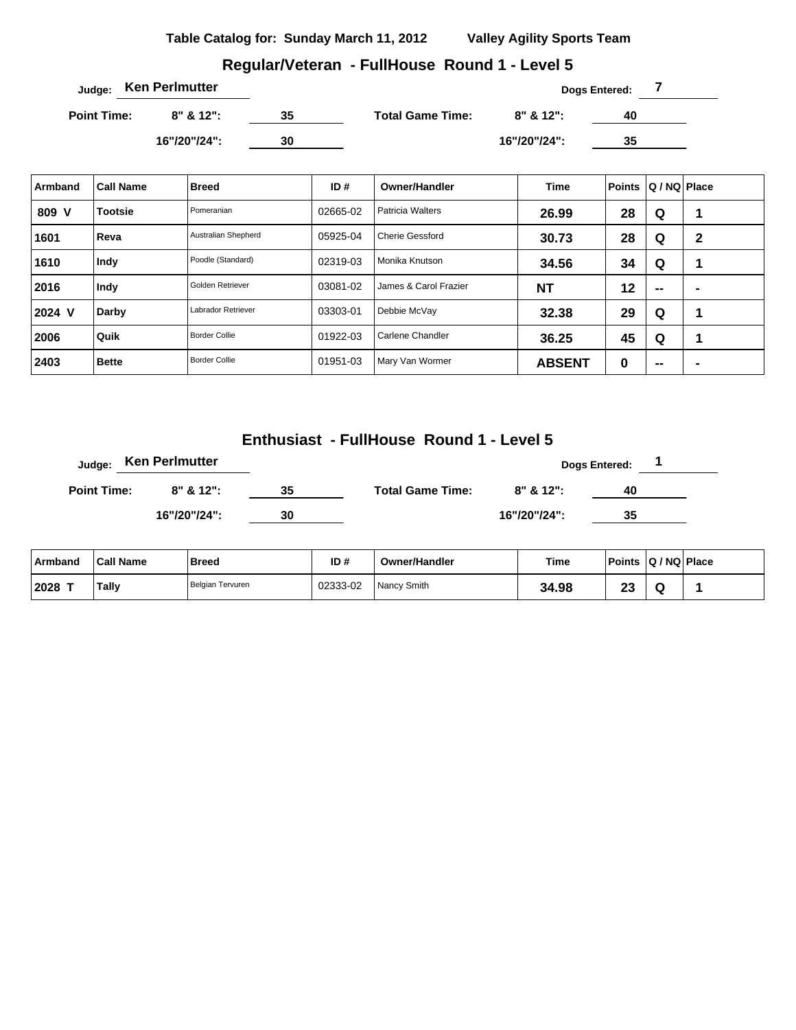**Table Catalog for: Sunday March 11, 2012** **Valley Agility Sports Team**

## Regular/Veteran - FullHouse Round 1 - Level 5

**Judge:** Ken Perlmutter **Dogs Entered:** 7

**Point Time:** 8" & 12": 35 **Total Game Time:** 8" & 12": 40

16"/20"/24": 30 16"/20"/24": 35

| Armband | Call Name | Breed | ID # | Owner/Handler | Time | Points | Q / NQ | Place |
|---|---|---|---|---|---|---|---|---|
| 809 V | Tootsie | Pomeranian | 02665-02 | Patricia Walters | 26.99 | 28 | Q | 1 |
| 1601 | Reva | Australian Shepherd | 05925-04 | Cherie Gessford | 30.73 | 28 | Q | 2 |
| 1610 | Indy | Poodle (Standard) | 02319-03 | Monika Knutson | 34.56 | 34 | Q | 1 |
| 2016 | Indy | Golden Retriever | 03081-02 | James & Carol Frazier | NT | 12 | -- | - |
| 2024 V | Darby | Labrador Retriever | 03303-01 | Debbie McVay | 32.38 | 29 | Q | 1 |
| 2006 | Quik | Border Collie | 01922-03 | Carlene Chandler | 36.25 | 45 | Q | 1 |
| 2403 | Bette | Border Collie | 01951-03 | Mary Van Wormer | ABSENT | 0 | -- | - |

## Enthusiast - FullHouse Round 1 - Level 5

**Judge:** Ken Perlmutter **Dogs Entered:** 1

**Point Time:** 8" & 12": 35 **Total Game Time:** 8" & 12": 40

16"/20"/24": 30 16"/20"/24": 35

| Armband | Call Name | Breed | ID # | Owner/Handler | Time | Points | Q / NQ | Place |
|---|---|---|---|---|---|---|---|---|
| 2028 T | Tally | Belgian Tervuren | 02333-02 | Nancy Smith | 34.98 | 23 | Q | 1 |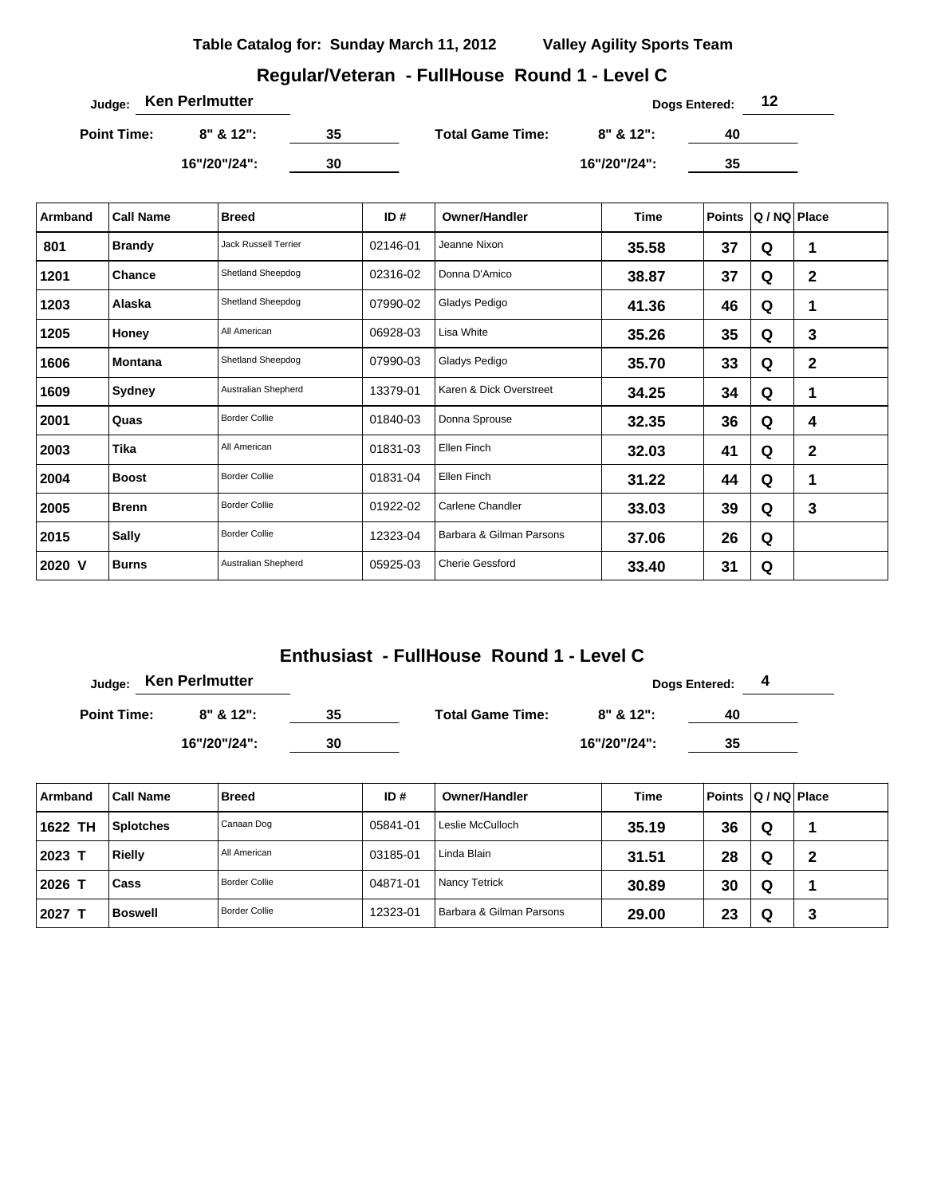**Table Catalog for: Sunday March 11, 2012** **Valley Agility Sports Team**

## Regular/Veteran - FullHouse Round 1 - Level C

Judge: **Ken Perlmutter** Dogs Entered: **12**

| Point Time: | | | Total Game Time: | |
|---|---|---|---|---|
| | 8" & 12": | 35 | 8" & 12": | 40 |
| | 16"/20"/24": | 30 | 16"/20"/24": | 35 |

| Armband | Call Name | Breed | ID # | Owner/Handler | Time | Points | Q / NQ | Place |
|---|---|---|---|---|---|---|---|---|
| 801 | Brandy | Jack Russell Terrier | 02146-01 | Jeanne Nixon | 35.58 | 37 | Q | 1 |
| 1201 | Chance | Shetland Sheepdog | 02316-02 | Donna D'Amico | 38.87 | 37 | Q | 2 |
| 1203 | Alaska | Shetland Sheepdog | 07990-02 | Gladys Pedigo | 41.36 | 46 | Q | 1 |
| 1205 | Honey | All American | 06928-03 | Lisa White | 35.26 | 35 | Q | 3 |
| 1606 | Montana | Shetland Sheepdog | 07990-03 | Gladys Pedigo | 35.70 | 33 | Q | 2 |
| 1609 | Sydney | Australian Shepherd | 13379-01 | Karen & Dick Overstreet | 34.25 | 34 | Q | 1 |
| 2001 | Quas | Border Collie | 01840-03 | Donna Sprouse | 32.35 | 36 | Q | 4 |
| 2003 | Tika | All American | 01831-03 | Ellen Finch | 32.03 | 41 | Q | 2 |
| 2004 | Boost | Border Collie | 01831-04 | Ellen Finch | 31.22 | 44 | Q | 1 |
| 2005 | Brenn | Border Collie | 01922-02 | Carlene Chandler | 33.03 | 39 | Q | 3 |
| 2015 | Sally | Border Collie | 12323-04 | Barbara & Gilman Parsons | 37.06 | 26 | Q | |
| 2020 V | Burns | Australian Shepherd | 05925-03 | Cherie Gessford | 33.40 | 31 | Q | |

## Enthusiast - FullHouse Round 1 - Level C

Judge: **Ken Perlmutter** Dogs Entered: **4**

| Point Time: | | | Total Game Time: | |
|---|---|---|---|---|
| | 8" & 12": | 35 | 8" & 12": | 40 |
| | 16"/20"/24": | 30 | 16"/20"/24": | 35 |

| Armband | Call Name | Breed | ID # | Owner/Handler | Time | Points | Q / NQ | Place |
|---|---|---|---|---|---|---|---|---|
| 1622 TH | Splotches | Canaan Dog | 05841-01 | Leslie McCulloch | 35.19 | 36 | Q | 1 |
| 2023 T | Rielly | All American | 03185-01 | Linda Blain | 31.51 | 28 | Q | 2 |
| 2026 T | Cass | Border Collie | 04871-01 | Nancy Tetrick | 30.89 | 30 | Q | 1 |
| 2027 T | Boswell | Border Collie | 12323-01 | Barbara & Gilman Parsons | 29.00 | 23 | Q | 3 |